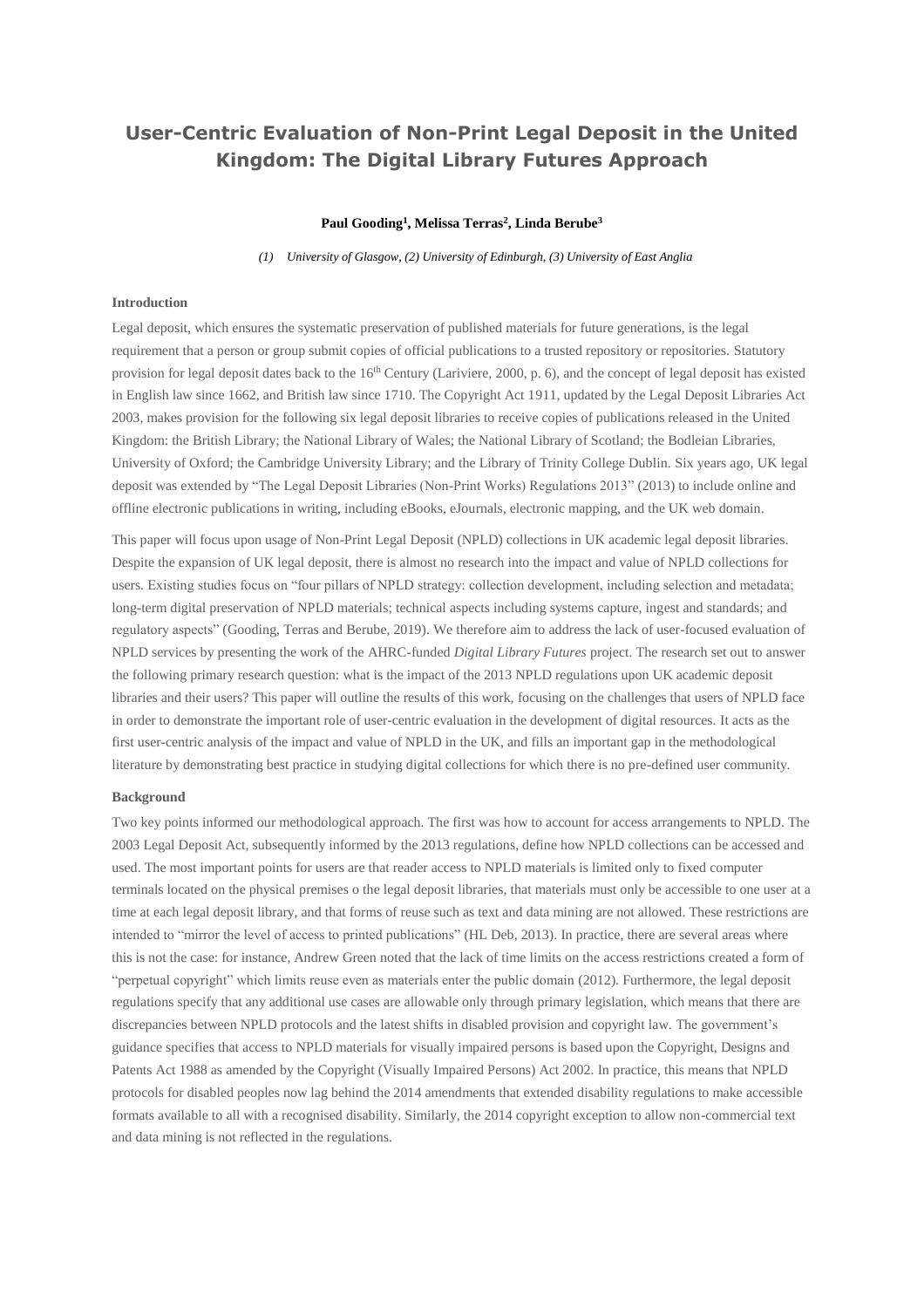# User-Centric Evaluation of Non-Print Legal Deposit in the United Kingdom: The Digital Library Futures Approach

**Paul Gooding[1], Melissa Terras[2], Linda Berube[3]**

*(1) University of Glasgow, (2) University of Edinburgh, (3) University of East Anglia*

### Introduction

Legal deposit, which ensures the systematic preservation of published materials for future generations, is the legal requirement that a person or group submit copies of official publications to a trusted repository or repositories. Statutory provision for legal deposit dates back to the 16th Century (Lariviere, 2000, p. 6), and the concept of legal deposit has existed in English law since 1662, and British law since 1710. The Copyright Act 1911, updated by the Legal Deposit Libraries Act 2003, makes provision for the following six legal deposit libraries to receive copies of publications released in the United Kingdom: the British Library; the National Library of Wales; the National Library of Scotland; the Bodleian Libraries, University of Oxford; the Cambridge University Library; and the Library of Trinity College Dublin. Six years ago, UK legal deposit was extended by "The Legal Deposit Libraries (Non-Print Works) Regulations 2013" (2013) to include online and offline electronic publications in writing, including eBooks, eJournals, electronic mapping, and the UK web domain.

This paper will focus upon usage of Non-Print Legal Deposit (NPLD) collections in UK academic legal deposit libraries. Despite the expansion of UK legal deposit, there is almost no research into the impact and value of NPLD collections for users. Existing studies focus on "four pillars of NPLD strategy: collection development, including selection and metadata; long-term digital preservation of NPLD materials; technical aspects including systems capture, ingest and standards; and regulatory aspects" (Gooding, Terras and Berube, 2019). We therefore aim to address the lack of user-focused evaluation of NPLD services by presenting the work of the AHRC-funded *Digital Library Futures* project. The research set out to answer the following primary research question: what is the impact of the 2013 NPLD regulations upon UK academic deposit libraries and their users? This paper will outline the results of this work, focusing on the challenges that users of NPLD face in order to demonstrate the important role of user-centric evaluation in the development of digital resources. It acts as the first user-centric analysis of the impact and value of NPLD in the UK, and fills an important gap in the methodological literature by demonstrating best practice in studying digital collections for which there is no pre-defined user community.

### Background

Two key points informed our methodological approach. The first was how to account for access arrangements to NPLD. The 2003 Legal Deposit Act, subsequently informed by the 2013 regulations, define how NPLD collections can be accessed and used. The most important points for users are that reader access to NPLD materials is limited only to fixed computer terminals located on the physical premises o the legal deposit libraries, that materials must only be accessible to one user at a time at each legal deposit library, and that forms of reuse such as text and data mining are not allowed. These restrictions are intended to "mirror the level of access to printed publications" (HL Deb, 2013). In practice, there are several areas where this is not the case: for instance, Andrew Green noted that the lack of time limits on the access restrictions created a form of "perpetual copyright" which limits reuse even as materials enter the public domain (2012). Furthermore, the legal deposit regulations specify that any additional use cases are allowable only through primary legislation, which means that there are discrepancies between NPLD protocols and the latest shifts in disabled provision and copyright law. The government's guidance specifies that access to NPLD materials for visually impaired persons is based upon the Copyright, Designs and Patents Act 1988 as amended by the Copyright (Visually Impaired Persons) Act 2002. In practice, this means that NPLD protocols for disabled peoples now lag behind the 2014 amendments that extended disability regulations to make accessible formats available to all with a recognised disability. Similarly, the 2014 copyright exception to allow non-commercial text and data mining is not reflected in the regulations.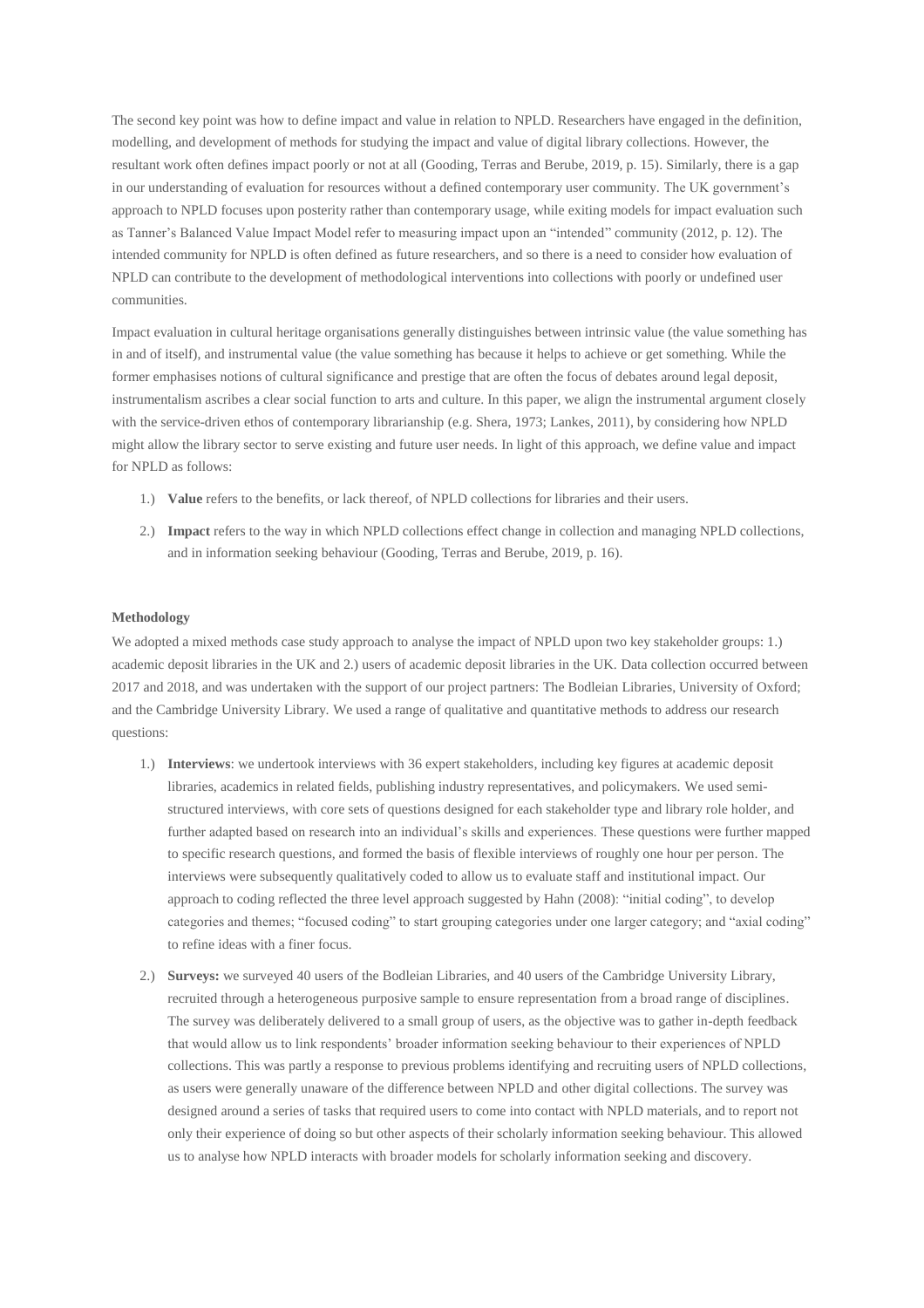The second key point was how to define impact and value in relation to NPLD. Researchers have engaged in the definition, modelling, and development of methods for studying the impact and value of digital library collections. However, the resultant work often defines impact poorly or not at all (Gooding, Terras and Berube, 2019, p. 15). Similarly, there is a gap in our understanding of evaluation for resources without a defined contemporary user community. The UK government's approach to NPLD focuses upon posterity rather than contemporary usage, while exiting models for impact evaluation such as Tanner's Balanced Value Impact Model refer to measuring impact upon an "intended" community (2012, p. 12). The intended community for NPLD is often defined as future researchers, and so there is a need to consider how evaluation of NPLD can contribute to the development of methodological interventions into collections with poorly or undefined user communities.

Impact evaluation in cultural heritage organisations generally distinguishes between intrinsic value (the value something has in and of itself), and instrumental value (the value something has because it helps to achieve or get something. While the former emphasises notions of cultural significance and prestige that are often the focus of debates around legal deposit, instrumentalism ascribes a clear social function to arts and culture. In this paper, we align the instrumental argument closely with the service-driven ethos of contemporary librarianship (e.g. Shera, 1973; Lankes, 2011), by considering how NPLD might allow the library sector to serve existing and future user needs. In light of this approach, we define value and impact for NPLD as follows:

1.) **Value** refers to the benefits, or lack thereof, of NPLD collections for libraries and their users.

2.) **Impact** refers to the way in which NPLD collections effect change in collection and managing NPLD collections, and in information seeking behaviour (Gooding, Terras and Berube, 2019, p. 16).

**Methodology**

We adopted a mixed methods case study approach to analyse the impact of NPLD upon two key stakeholder groups: 1.) academic deposit libraries in the UK and 2.) users of academic deposit libraries in the UK. Data collection occurred between 2017 and 2018, and was undertaken with the support of our project partners: The Bodleian Libraries, University of Oxford; and the Cambridge University Library. We used a range of qualitative and quantitative methods to address our research questions:

1.) **Interviews**: we undertook interviews with 36 expert stakeholders, including key figures at academic deposit libraries, academics in related fields, publishing industry representatives, and policymakers. We used semi-structured interviews, with core sets of questions designed for each stakeholder type and library role holder, and further adapted based on research into an individual's skills and experiences. These questions were further mapped to specific research questions, and formed the basis of flexible interviews of roughly one hour per person. The interviews were subsequently qualitatively coded to allow us to evaluate staff and institutional impact. Our approach to coding reflected the three level approach suggested by Hahn (2008): "initial coding", to develop categories and themes; "focused coding" to start grouping categories under one larger category; and "axial coding" to refine ideas with a finer focus.

2.) **Surveys:** we surveyed 40 users of the Bodleian Libraries, and 40 users of the Cambridge University Library, recruited through a heterogeneous purposive sample to ensure representation from a broad range of disciplines. The survey was deliberately delivered to a small group of users, as the objective was to gather in-depth feedback that would allow us to link respondents' broader information seeking behaviour to their experiences of NPLD collections. This was partly a response to previous problems identifying and recruiting users of NPLD collections, as users were generally unaware of the difference between NPLD and other digital collections. The survey was designed around a series of tasks that required users to come into contact with NPLD materials, and to report not only their experience of doing so but other aspects of their scholarly information seeking behaviour. This allowed us to analyse how NPLD interacts with broader models for scholarly information seeking and discovery.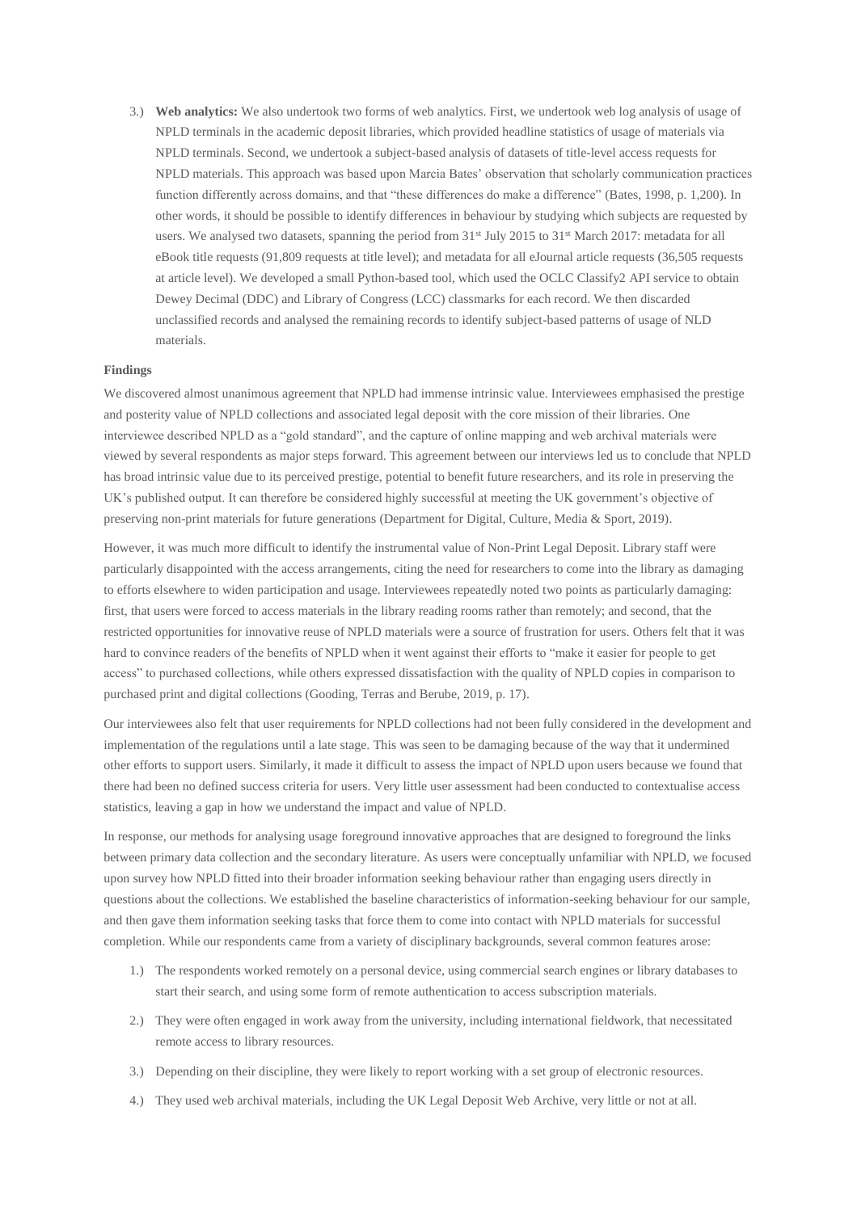3.) **Web analytics:** We also undertook two forms of web analytics. First, we undertook web log analysis of usage of NPLD terminals in the academic deposit libraries, which provided headline statistics of usage of materials via NPLD terminals. Second, we undertook a subject-based analysis of datasets of title-level access requests for NPLD materials. This approach was based upon Marcia Bates' observation that scholarly communication practices function differently across domains, and that "these differences do make a difference" (Bates, 1998, p. 1,200). In other words, it should be possible to identify differences in behaviour by studying which subjects are requested by users. We analysed two datasets, spanning the period from 31st July 2015 to 31st March 2017: metadata for all eBook title requests (91,809 requests at title level); and metadata for all eJournal article requests (36,505 requests at article level). We developed a small Python-based tool, which used the OCLC Classify2 API service to obtain Dewey Decimal (DDC) and Library of Congress (LCC) classmarks for each record. We then discarded unclassified records and analysed the remaining records to identify subject-based patterns of usage of NLD materials.

**Findings**

We discovered almost unanimous agreement that NPLD had immense intrinsic value. Interviewees emphasised the prestige and posterity value of NPLD collections and associated legal deposit with the core mission of their libraries. One interviewee described NPLD as a "gold standard", and the capture of online mapping and web archival materials were viewed by several respondents as major steps forward. This agreement between our interviews led us to conclude that NPLD has broad intrinsic value due to its perceived prestige, potential to benefit future researchers, and its role in preserving the UK's published output. It can therefore be considered highly successful at meeting the UK government's objective of preserving non-print materials for future generations (Department for Digital, Culture, Media & Sport, 2019).

However, it was much more difficult to identify the instrumental value of Non-Print Legal Deposit. Library staff were particularly disappointed with the access arrangements, citing the need for researchers to come into the library as damaging to efforts elsewhere to widen participation and usage. Interviewees repeatedly noted two points as particularly damaging: first, that users were forced to access materials in the library reading rooms rather than remotely; and second, that the restricted opportunities for innovative reuse of NPLD materials were a source of frustration for users. Others felt that it was hard to convince readers of the benefits of NPLD when it went against their efforts to "make it easier for people to get access" to purchased collections, while others expressed dissatisfaction with the quality of NPLD copies in comparison to purchased print and digital collections (Gooding, Terras and Berube, 2019, p. 17).

Our interviewees also felt that user requirements for NPLD collections had not been fully considered in the development and implementation of the regulations until a late stage. This was seen to be damaging because of the way that it undermined other efforts to support users. Similarly, it made it difficult to assess the impact of NPLD upon users because we found that there had been no defined success criteria for users. Very little user assessment had been conducted to contextualise access statistics, leaving a gap in how we understand the impact and value of NPLD.

In response, our methods for analysing usage foreground innovative approaches that are designed to foreground the links between primary data collection and the secondary literature. As users were conceptually unfamiliar with NPLD, we focused upon survey how NPLD fitted into their broader information seeking behaviour rather than engaging users directly in questions about the collections. We established the baseline characteristics of information-seeking behaviour for our sample, and then gave them information seeking tasks that force them to come into contact with NPLD materials for successful completion. While our respondents came from a variety of disciplinary backgrounds, several common features arose:

1.) The respondents worked remotely on a personal device, using commercial search engines or library databases to start their search, and using some form of remote authentication to access subscription materials.

2.) They were often engaged in work away from the university, including international fieldwork, that necessitated remote access to library resources.

3.) Depending on their discipline, they were likely to report working with a set group of electronic resources.

4.) They used web archival materials, including the UK Legal Deposit Web Archive, very little or not at all.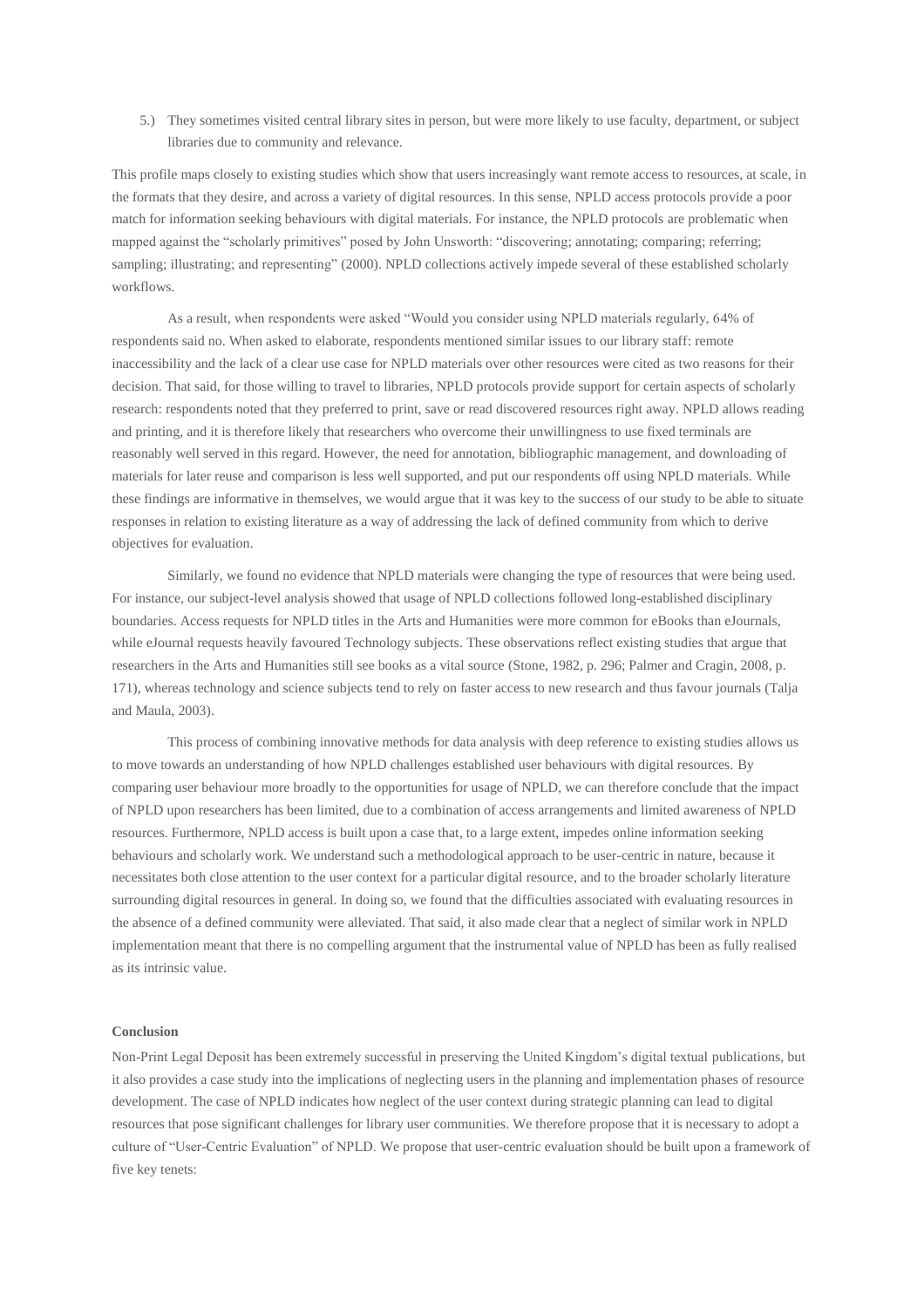5.) They sometimes visited central library sites in person, but were more likely to use faculty, department, or subject libraries due to community and relevance.

This profile maps closely to existing studies which show that users increasingly want remote access to resources, at scale, in the formats that they desire, and across a variety of digital resources. In this sense, NPLD access protocols provide a poor match for information seeking behaviours with digital materials. For instance, the NPLD protocols are problematic when mapped against the "scholarly primitives" posed by John Unsworth: "discovering; annotating; comparing; referring; sampling; illustrating; and representing" (2000). NPLD collections actively impede several of these established scholarly workflows.

As a result, when respondents were asked "Would you consider using NPLD materials regularly, 64% of respondents said no. When asked to elaborate, respondents mentioned similar issues to our library staff: remote inaccessibility and the lack of a clear use case for NPLD materials over other resources were cited as two reasons for their decision. That said, for those willing to travel to libraries, NPLD protocols provide support for certain aspects of scholarly research: respondents noted that they preferred to print, save or read discovered resources right away. NPLD allows reading and printing, and it is therefore likely that researchers who overcome their unwillingness to use fixed terminals are reasonably well served in this regard. However, the need for annotation, bibliographic management, and downloading of materials for later reuse and comparison is less well supported, and put our respondents off using NPLD materials. While these findings are informative in themselves, we would argue that it was key to the success of our study to be able to situate responses in relation to existing literature as a way of addressing the lack of defined community from which to derive objectives for evaluation.

Similarly, we found no evidence that NPLD materials were changing the type of resources that were being used. For instance, our subject-level analysis showed that usage of NPLD collections followed long-established disciplinary boundaries. Access requests for NPLD titles in the Arts and Humanities were more common for eBooks than eJournals, while eJournal requests heavily favoured Technology subjects. These observations reflect existing studies that argue that researchers in the Arts and Humanities still see books as a vital source (Stone, 1982, p. 296; Palmer and Cragin, 2008, p. 171), whereas technology and science subjects tend to rely on faster access to new research and thus favour journals (Talja and Maula, 2003).

This process of combining innovative methods for data analysis with deep reference to existing studies allows us to move towards an understanding of how NPLD challenges established user behaviours with digital resources. By comparing user behaviour more broadly to the opportunities for usage of NPLD, we can therefore conclude that the impact of NPLD upon researchers has been limited, due to a combination of access arrangements and limited awareness of NPLD resources. Furthermore, NPLD access is built upon a case that, to a large extent, impedes online information seeking behaviours and scholarly work. We understand such a methodological approach to be user-centric in nature, because it necessitates both close attention to the user context for a particular digital resource, and to the broader scholarly literature surrounding digital resources in general. In doing so, we found that the difficulties associated with evaluating resources in the absence of a defined community were alleviated. That said, it also made clear that a neglect of similar work in NPLD implementation meant that there is no compelling argument that the instrumental value of NPLD has been as fully realised as its intrinsic value.

## Conclusion

Non-Print Legal Deposit has been extremely successful in preserving the United Kingdom's digital textual publications, but it also provides a case study into the implications of neglecting users in the planning and implementation phases of resource development. The case of NPLD indicates how neglect of the user context during strategic planning can lead to digital resources that pose significant challenges for library user communities. We therefore propose that it is necessary to adopt a culture of "User-Centric Evaluation" of NPLD. We propose that user-centric evaluation should be built upon a framework of five key tenets: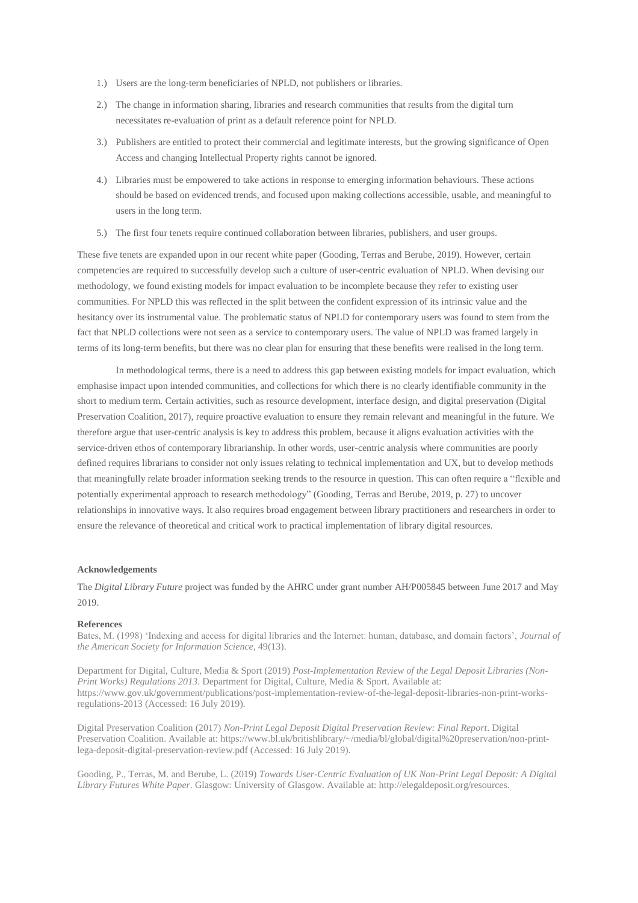1.) Users are the long-term beneficiaries of NPLD, not publishers or libraries.

2.) The change in information sharing, libraries and research communities that results from the digital turn necessitates re-evaluation of print as a default reference point for NPLD.

3.) Publishers are entitled to protect their commercial and legitimate interests, but the growing significance of Open Access and changing Intellectual Property rights cannot be ignored.

4.) Libraries must be empowered to take actions in response to emerging information behaviours. These actions should be based on evidenced trends, and focused upon making collections accessible, usable, and meaningful to users in the long term.

5.) The first four tenets require continued collaboration between libraries, publishers, and user groups.

These five tenets are expanded upon in our recent white paper (Gooding, Terras and Berube, 2019). However, certain competencies are required to successfully develop such a culture of user-centric evaluation of NPLD. When devising our methodology, we found existing models for impact evaluation to be incomplete because they refer to existing user communities. For NPLD this was reflected in the split between the confident expression of its intrinsic value and the hesitancy over its instrumental value. The problematic status of NPLD for contemporary users was found to stem from the fact that NPLD collections were not seen as a service to contemporary users. The value of NPLD was framed largely in terms of its long-term benefits, but there was no clear plan for ensuring that these benefits were realised in the long term.

In methodological terms, there is a need to address this gap between existing models for impact evaluation, which emphasise impact upon intended communities, and collections for which there is no clearly identifiable community in the short to medium term. Certain activities, such as resource development, interface design, and digital preservation (Digital Preservation Coalition, 2017), require proactive evaluation to ensure they remain relevant and meaningful in the future. We therefore argue that user-centric analysis is key to address this problem, because it aligns evaluation activities with the service-driven ethos of contemporary librarianship. In other words, user-centric analysis where communities are poorly defined requires librarians to consider not only issues relating to technical implementation and UX, but to develop methods that meaningfully relate broader information seeking trends to the resource in question. This can often require a "flexible and potentially experimental approach to research methodology" (Gooding, Terras and Berube, 2019, p. 27) to uncover relationships in innovative ways. It also requires broad engagement between library practitioners and researchers in order to ensure the relevance of theoretical and critical work to practical implementation of library digital resources.

**Acknowledgements**

The *Digital Library Future* project was funded by the AHRC under grant number AH/P005845 between June 2017 and May 2019.

**References**

Bates, M. (1998) 'Indexing and access for digital libraries and the Internet: human, database, and domain factors', *Journal of the American Society for Information Science*, 49(13).

Department for Digital, Culture, Media & Sport (2019) *Post-Implementation Review of the Legal Deposit Libraries (Non-Print Works) Regulations 2013*. Department for Digital, Culture, Media & Sport. Available at: https://www.gov.uk/government/publications/post-implementation-review-of-the-legal-deposit-libraries-non-print-works-regulations-2013 (Accessed: 16 July 2019).

Digital Preservation Coalition (2017) *Non-Print Legal Deposit Digital Preservation Review: Final Report*. Digital Preservation Coalition. Available at: https://www.bl.uk/britishlibrary/~/media/bl/global/digital%20preservation/non-print-lega-deposit-digital-preservation-review.pdf (Accessed: 16 July 2019).

Gooding, P., Terras, M. and Berube, L. (2019) *Towards User-Centric Evaluation of UK Non-Print Legal Deposit: A Digital Library Futures White Paper*. Glasgow: University of Glasgow. Available at: http://elegaldeposit.org/resources.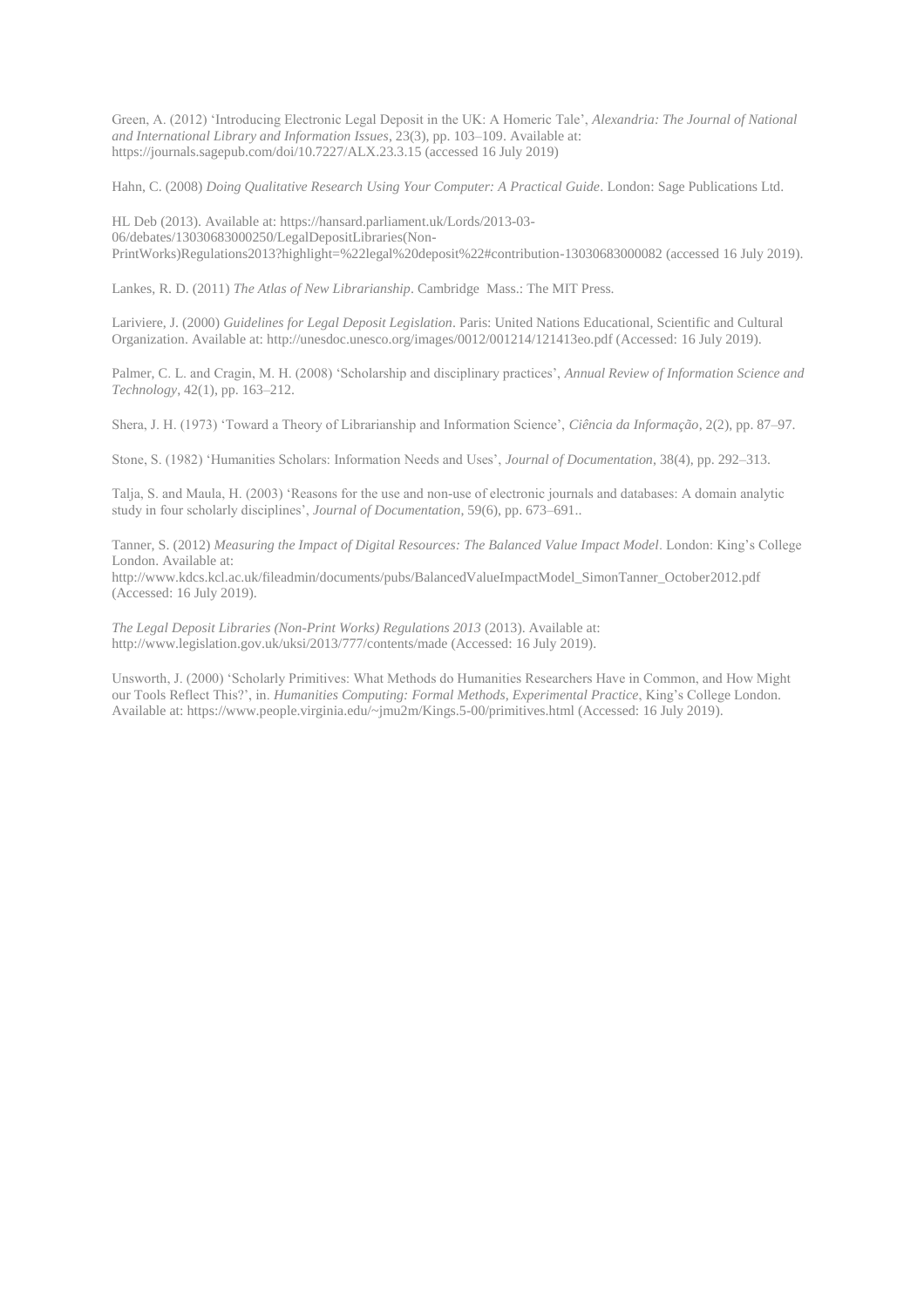Green, A. (2012) 'Introducing Electronic Legal Deposit in the UK: A Homeric Tale', *Alexandria: The Journal of National and International Library and Information Issues*, 23(3), pp. 103–109. Available at: https://journals.sagepub.com/doi/10.7227/ALX.23.3.15 (accessed 16 July 2019)

Hahn, C. (2008) *Doing Qualitative Research Using Your Computer: A Practical Guide*. London: Sage Publications Ltd.

HL Deb (2013). Available at: https://hansard.parliament.uk/Lords/2013-03-06/debates/13030683000250/LegalDepositLibraries(Non-PrintWorks)Regulations2013?highlight=%22legal%20deposit%22#contribution-13030683000082 (accessed 16 July 2019).

Lankes, R. D. (2011) *The Atlas of New Librarianship*. Cambridge Mass.: The MIT Press.

Lariviere, J. (2000) *Guidelines for Legal Deposit Legislation*. Paris: United Nations Educational, Scientific and Cultural Organization. Available at: http://unesdoc.unesco.org/images/0012/001214/121413eo.pdf (Accessed: 16 July 2019).

Palmer, C. L. and Cragin, M. H. (2008) 'Scholarship and disciplinary practices', *Annual Review of Information Science and Technology*, 42(1), pp. 163–212.

Shera, J. H. (1973) 'Toward a Theory of Librarianship and Information Science', *Ciência da Informação*, 2(2), pp. 87–97.

Stone, S. (1982) 'Humanities Scholars: Information Needs and Uses', *Journal of Documentation*, 38(4), pp. 292–313.

Talja, S. and Maula, H. (2003) 'Reasons for the use and non-use of electronic journals and databases: A domain analytic study in four scholarly disciplines', *Journal of Documentation*, 59(6), pp. 673–691..

Tanner, S. (2012) *Measuring the Impact of Digital Resources: The Balanced Value Impact Model*. London: King's College London. Available at: http://www.kdcs.kcl.ac.uk/fileadmin/documents/pubs/BalancedValueImpactModel_SimonTanner_October2012.pdf (Accessed: 16 July 2019).

*The Legal Deposit Libraries (Non-Print Works) Regulations 2013* (2013). Available at: http://www.legislation.gov.uk/uksi/2013/777/contents/made (Accessed: 16 July 2019).

Unsworth, J. (2000) 'Scholarly Primitives: What Methods do Humanities Researchers Have in Common, and How Might our Tools Reflect This?', in. *Humanities Computing: Formal Methods, Experimental Practice*, King's College London. Available at: https://www.people.virginia.edu/~jmu2m/Kings.5-00/primitives.html (Accessed: 16 July 2019).